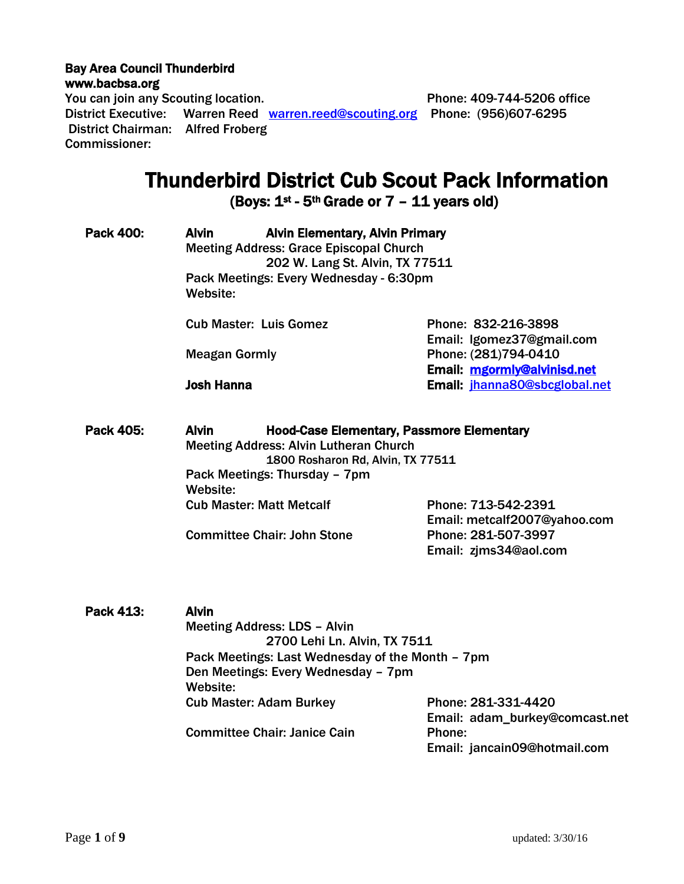**Bay Area Council Thunderbird**
**www.bacbsa.org**

You can join any Scouting location. Phone: 409-744-5206 office

District Executive: Warren Reed warren.reed@scouting.org Phone: (956)607-6295

District Chairman: Alfred Froberg

Commissioner:

# Thunderbird District Cub Scout Pack Information

## (Boys: 1st - 5th Grade or 7 – 11 years old)

**Pack 400:** **Alvin** **Alvin Elementary, Alvin Primary**

Meeting Address: Grace Episcopal Church
202 W. Lang St. Alvin, TX 77511

Pack Meetings: Every Wednesday - 6:30pm

Website:

Cub Master: Luis Gomez — Phone: 832-216-3898, Email: lgomez37@gmail.com

Meagan Gormly — Phone: (281)794-0410, **Email: mgormly@alvinisd.net**

**Josh Hanna** — **Email: jhanna80@sbcglobal.net**

**Pack 405:** **Alvin** **Hood-Case Elementary, Passmore Elementary**

Meeting Address: Alvin Lutheran Church
1800 Rosharon Rd, Alvin, TX 77511

Pack Meetings: Thursday – 7pm

Website:

Cub Master: Matt Metcalf — Phone: 713-542-2391, Email: metcalf2007@yahoo.com

Committee Chair: John Stone — Phone: 281-507-3997, Email: zjms34@aol.com

**Pack 413:** **Alvin**

Meeting Address: LDS – Alvin
2700 Lehi Ln. Alvin, TX 7511

Pack Meetings: Last Wednesday of the Month – 7pm

Den Meetings: Every Wednesday – 7pm

Website:

Cub Master: Adam Burkey — Phone: 281-331-4420, Email: adam_burkey@comcast.net

Committee Chair: Janice Cain — Phone:, Email: jancain09@hotmail.com

updated: 3/30/16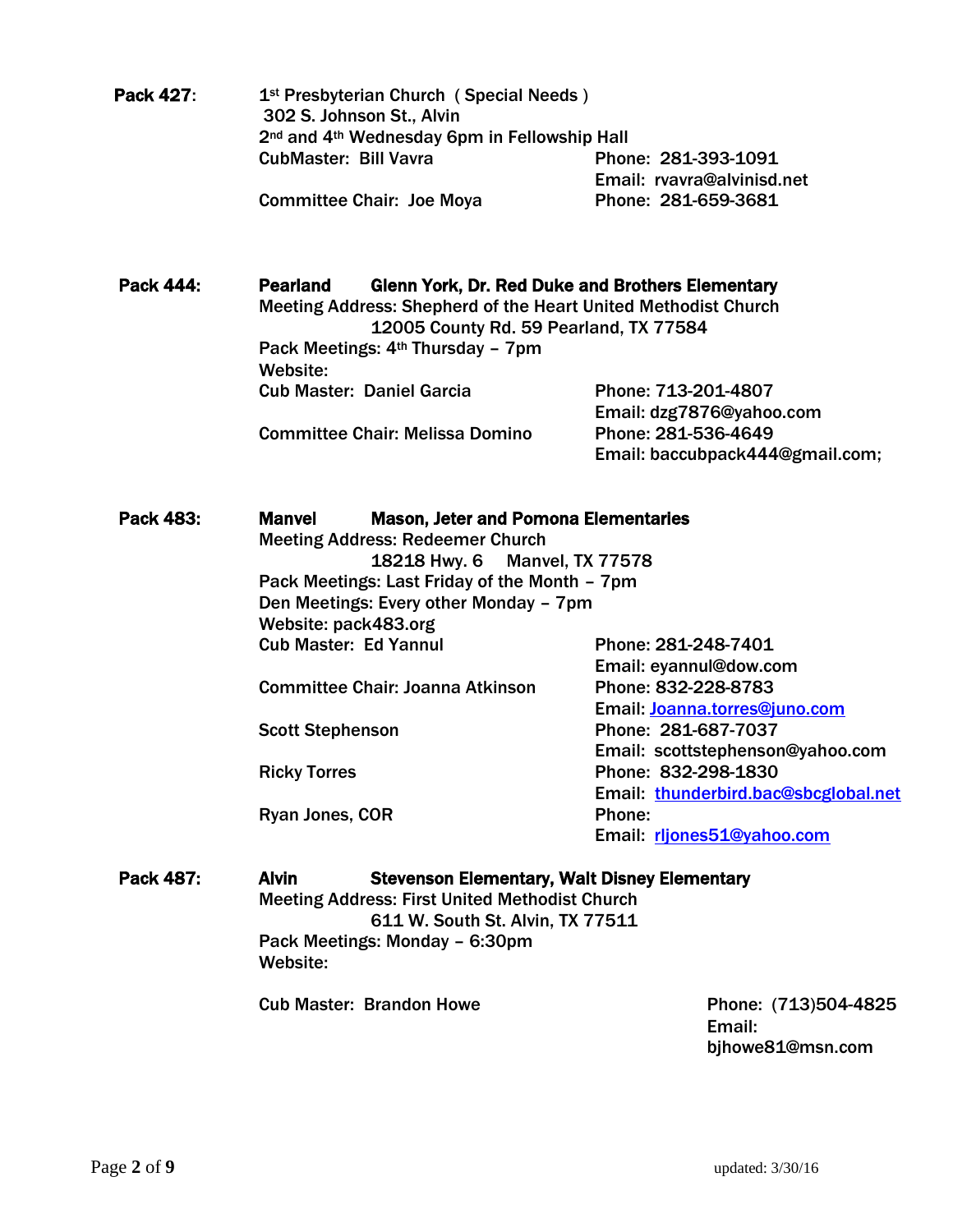**Pack 427**: 1st Presbyterian Church ( Special Needs )
302 S. Johnson St., Alvin
2nd and 4th Wednesday 6pm in Fellowship Hall
CubMaster: Bill Vavra — Phone: 281-393-1091
Email: rvavra@alvinisd.net
Committee Chair: Joe Moya — Phone: 281-659-3681

**Pack 444:** **Pearland** **Glenn York, Dr. Red Duke and Brothers Elementary**
Meeting Address: Shepherd of the Heart United Methodist Church
12005 County Rd. 59 Pearland, TX 77584
Pack Meetings: 4th Thursday – 7pm
Website:
Cub Master: Daniel Garcia — Phone: 713-201-4807
Email: dzg7876@yahoo.com
Committee Chair: Melissa Domino — Phone: 281-536-4649
Email: baccubpack444@gmail.com;

**Pack 483:** **Manvel** **Mason, Jeter and Pomona Elementaries**
Meeting Address: Redeemer Church
18218 Hwy. 6 Manvel, TX 77578
Pack Meetings: Last Friday of the Month – 7pm
Den Meetings: Every other Monday – 7pm
Website: pack483.org
Cub Master: Ed Yannul — Phone: 281-248-7401
Email: eyannul@dow.com
Committee Chair: Joanna Atkinson — Phone: 832-228-8783
Email: Joanna.torres@juno.com
Scott Stephenson — Phone: 281-687-7037
Email: scottstephenson@yahoo.com
Ricky Torres — Phone: 832-298-1830
Email: thunderbird.bac@sbcglobal.net
Ryan Jones, COR — Phone:
Email: rljones51@yahoo.com

**Pack 487:** **Alvin** **Stevenson Elementary, Walt Disney Elementary**
Meeting Address: First United Methodist Church
611 W. South St. Alvin, TX 77511
Pack Meetings: Monday – 6:30pm
Website:
Cub Master: Brandon Howe — Phone: (713)504-4825
Email: bjhowe81@msn.com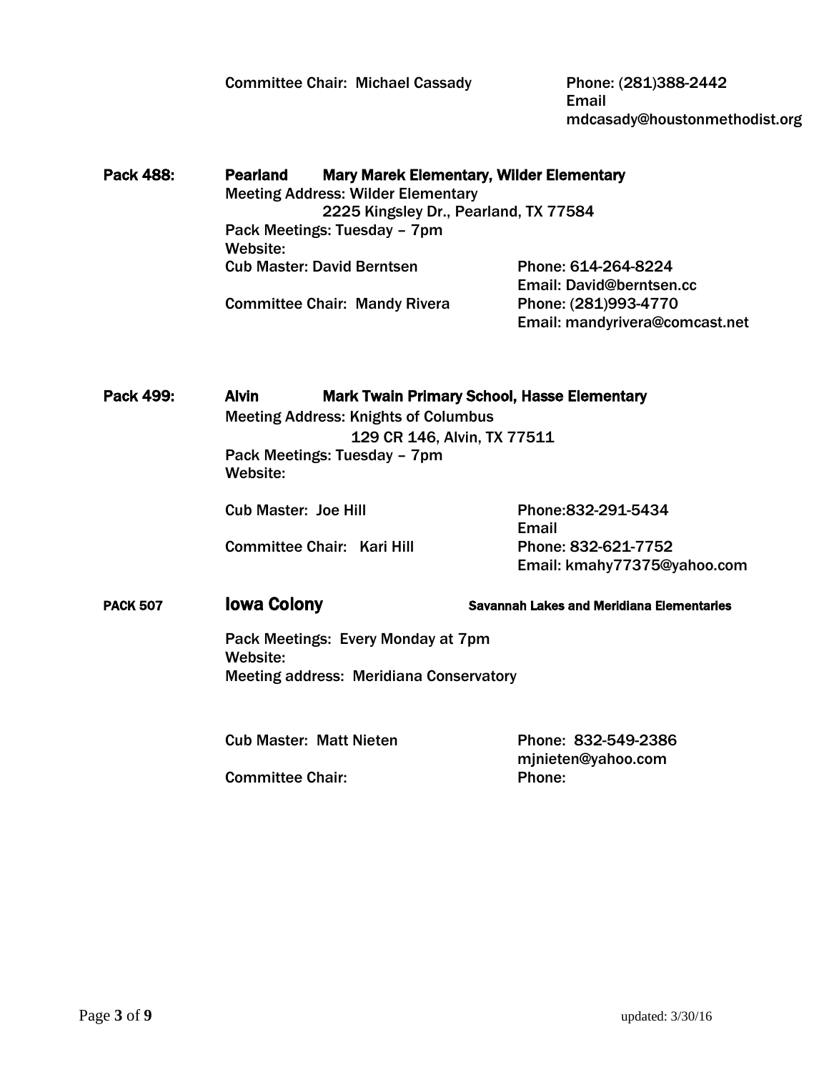Committee Chair: Michael Cassady — Phone: (281)388-2442
Email
mdcasady@houstonmethodist.org

**Pack 488:** **Pearland** **Mary Marek Elementary, Wilder Elementary**

Meeting Address: Wilder Elementary
2225 Kingsley Dr., Pearland, TX 77584
Pack Meetings: Tuesday – 7pm
Website:

Cub Master: David Berntsen — Phone: 614-264-8224
Email: David@berntsen.cc

Committee Chair: Mandy Rivera — Phone: (281)993-4770
Email: mandyrivera@comcast.net

**Pack 499:** **Alvin** **Mark Twain Primary School, Hasse Elementary**

Meeting Address: Knights of Columbus
129 CR 146, Alvin, TX 77511
Pack Meetings: Tuesday – 7pm
Website:

Cub Master: Joe Hill — Phone:832-291-5434
Email

Committee Chair: Kari Hill — Phone: 832-621-7752
Email: kmahy77375@yahoo.com

**PACK 507** **Iowa Colony** **Savannah Lakes and Meridiana Elementaries**

Pack Meetings: Every Monday at 7pm
Website:
Meeting address: Meridiana Conservatory

Cub Master: Matt Nieten — Phone: 832-549-2386
mjnieten@yahoo.com

Committee Chair: — Phone:

updated: 3/30/16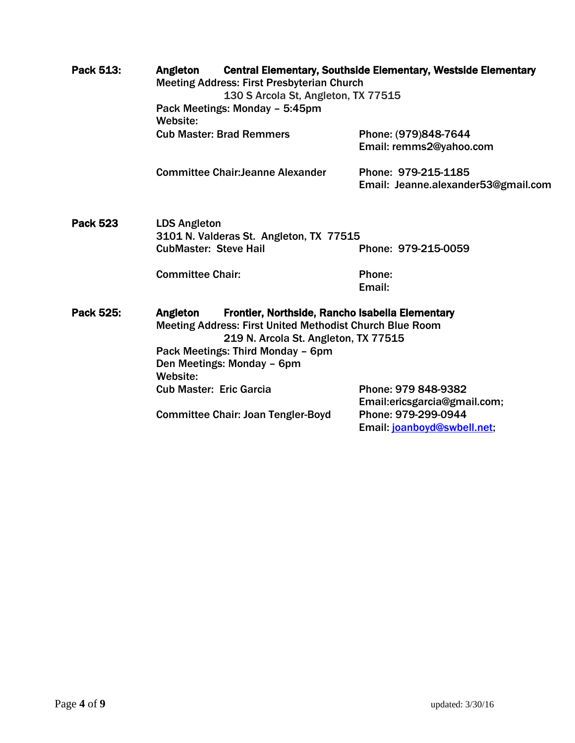**Pack 513:** **Angleton** **Central Elementary, Southside Elementary, Westside Elementary**

Meeting Address: First Presbyterian Church
130 S Arcola St, Angleton, TX 77515
Pack Meetings: Monday – 5:45pm
Website:
Cub Master: Brad Remmers — Phone: (979)848-7644
Email: remms2@yahoo.com

Committee Chair:Jeanne Alexander — Phone: 979-215-1185
Email: Jeanne.alexander53@gmail.com

**Pack 523** LDS Angleton

3101 N. Valderas St. Angleton, TX 77515
CubMaster: Steve Hail — Phone: 979-215-0059

Committee Chair: — Phone:
Email:

**Pack 525:** **Angleton** **Frontier, Northside, Rancho Isabella Elementary**

Meeting Address: First United Methodist Church Blue Room
219 N. Arcola St. Angleton, TX 77515
Pack Meetings: Third Monday – 6pm
Den Meetings: Monday – 6pm
Website:
Cub Master: Eric Garcia — Phone: 979 848-9382
Email:ericsgarcia@gmail.com;
Committee Chair: Joan Tengler-Boyd — Phone: 979-299-0944
Email: joanboyd@swbell.net;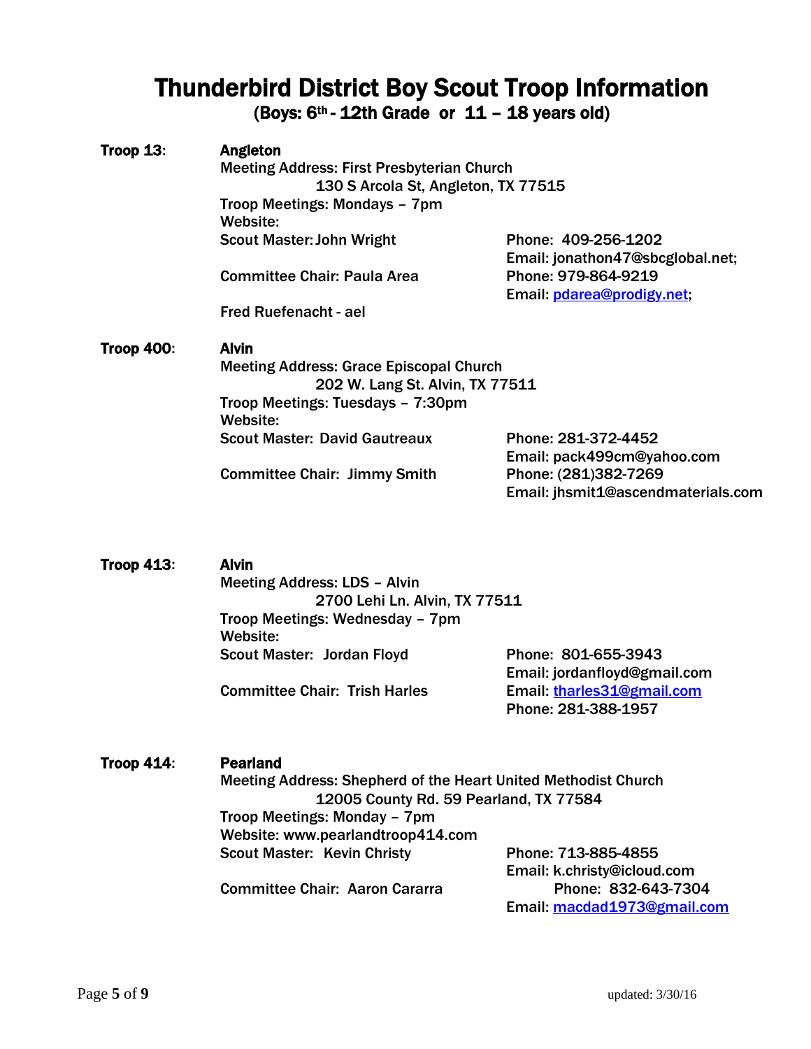# Thunderbird District Boy Scout Troop Information

## (Boys: 6th - 12th Grade or 11 – 18 years old)

**Troop 13**: **Angleton**

Meeting Address: First Presbyterian Church
130 S Arcola St, Angleton, TX 77515

Troop Meetings: Mondays – 7pm

Website:

Scout Master: John Wright — Phone: 409-256-1202, Email: jonathon47@sbcglobal.net;

Committee Chair: Paula Area — Phone: 979-864-9219, Email: pdarea@prodigy.net;

Fred Ruefenacht - ael

**Troop 400**: **Alvin**

Meeting Address: Grace Episcopal Church
202 W. Lang St. Alvin, TX 77511

Troop Meetings: Tuesdays – 7:30pm

Website:

Scout Master: David Gautreaux — Phone: 281-372-4452, Email: pack499cm@yahoo.com

Committee Chair: Jimmy Smith — Phone: (281)382-7269, Email: jhsmit1@ascendmaterials.com

**Troop 413**: **Alvin**

Meeting Address: LDS – Alvin
2700 Lehi Ln. Alvin, TX 77511

Troop Meetings: Wednesday – 7pm

Website:

Scout Master: Jordan Floyd — Phone: 801-655-3943, Email: jordanfloyd@gmail.com

Committee Chair: Trish Harles — Email: tharles31@gmail.com, Phone: 281-388-1957

**Troop 414**: **Pearland**

Meeting Address: Shepherd of the Heart United Methodist Church
12005 County Rd. 59 Pearland, TX 77584

Troop Meetings: Monday – 7pm

Website: www.pearlandtroop414.com

Scout Master: Kevin Christy — Phone: 713-885-4855, Email: k.christy@icloud.com

Committee Chair: Aaron Cararra — Phone: 832-643-7304, Email: macdad1973@gmail.com

updated: 3/30/16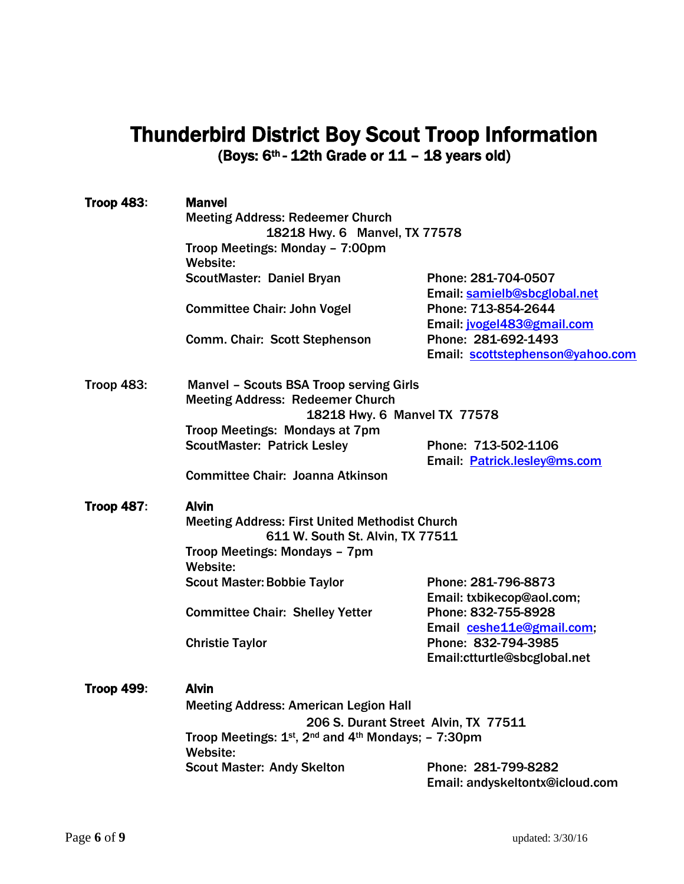# Thunderbird District Boy Scout Troop Information

## (Boys: 6th - 12th Grade or 11 – 18 years old)

**Troop 483**: **Manvel**

Meeting Address: Redeemer Church
18218 Hwy. 6 Manvel, TX 77578

Troop Meetings: Monday – 7:00pm

Website:

ScoutMaster: Daniel Bryan — Phone: 281-704-0507, Email: samielb@sbcglobal.net

Committee Chair: John Vogel — Phone: 713-854-2644, Email: jvogel483@gmail.com

Comm. Chair: Scott Stephenson — Phone: 281-692-1493, Email: scottstephenson@yahoo.com

**Troop 483**: Manvel – Scouts BSA Troop serving Girls

Meeting Address: Redeemer Church
18218 Hwy. 6 Manvel TX 77578

Troop Meetings: Mondays at 7pm

ScoutMaster: Patrick Lesley — Phone: 713-502-1106, Email: Patrick.lesley@ms.com

Committee Chair: Joanna Atkinson

**Troop 487**: **Alvin**

Meeting Address: First United Methodist Church
611 W. South St. Alvin, TX 77511

Troop Meetings: Mondays – 7pm

Website:

Scout Master: Bobbie Taylor — Phone: 281-796-8873, Email: txbikecop@aol.com;

Committee Chair: Shelley Yetter — Phone: 832-755-8928, Email ceshe11e@gmail.com;

Christie Taylor — Phone: 832-794-3985, Email:ctturtle@sbcglobal.net

**Troop 499**: **Alvin**

Meeting Address: American Legion Hall
206 S. Durant Street Alvin, TX 77511

Troop Meetings: 1st, 2nd and 4th Mondays; – 7:30pm

Website:

Scout Master: Andy Skelton — Phone: 281-799-8282, Email: andyskeltontx@icloud.com

updated: 3/30/16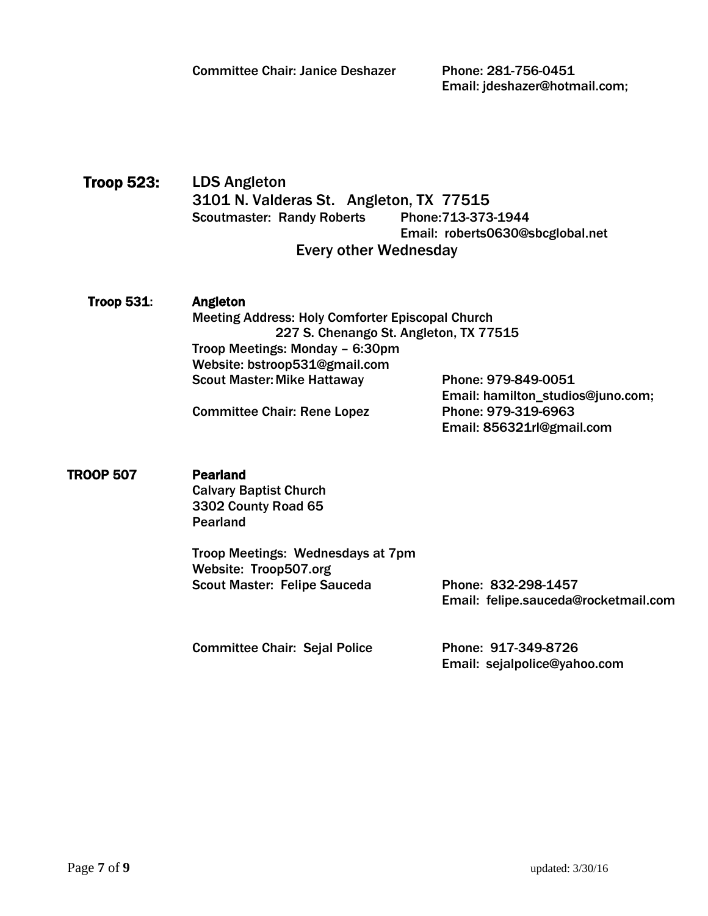Committee Chair: Janice Deshazer Phone: 281-756-0451
Email: jdeshazer@hotmail.com;

**Troop 523:** LDS Angleton
3101 N. Valderas St. Angleton, TX 77515
Scoutmaster: Randy Roberts Phone:713-373-1944
Email: roberts0630@sbcglobal.net
Every other Wednesday

**Troop 531**: **Angleton**
Meeting Address: Holy Comforter Episcopal Church
227 S. Chenango St. Angleton, TX 77515
Troop Meetings: Monday – 6:30pm
Website: bstroop531@gmail.com
Scout Master: Mike Hattaway Phone: 979-849-0051
Email: hamilton_studios@juno.com;
Committee Chair: Rene Lopez Phone: 979-319-6963
Email: 856321rl@gmail.com

**TROOP 507** **Pearland**
Calvary Baptist Church
3302 County Road 65
Pearland

Troop Meetings: Wednesdays at 7pm
Website: Troop507.org
Scout Master: Felipe Sauceda Phone: 832-298-1457
Email: felipe.sauceda@rocketmail.com

Committee Chair: Sejal Police Phone: 917-349-8726
Email: sejalpolice@yahoo.com

updated: 3/30/16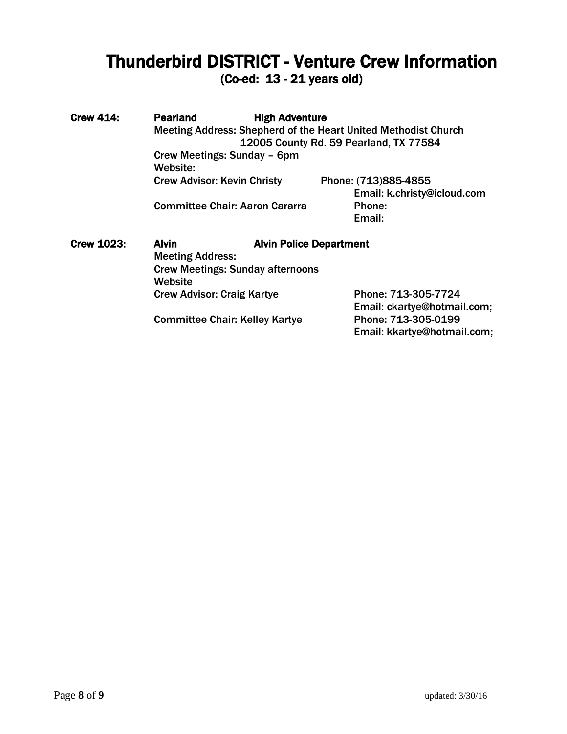# Thunderbird DISTRICT - Venture Crew Information

## (Co-ed: 13 - 21 years old)

**Crew 414:** **Pearland** **High Adventure**

Meeting Address: Shepherd of the Heart United Methodist Church
12005 County Rd. 59 Pearland, TX 77584

Crew Meetings: Sunday – 6pm

Website:

Crew Advisor: Kevin Christy — Phone: (713)885-4855
Email: k.christy@icloud.com

Committee Chair: Aaron Cararra — Phone:
Email:

**Crew 1023:** **Alvin** **Alvin Police Department**

Meeting Address:

Crew Meetings: Sunday afternoons

Website

Crew Advisor: Craig Kartye — Phone: 713-305-7724
Email: ckartye@hotmail.com;

Committee Chair: Kelley Kartye — Phone: 713-305-0199
Email: kkartye@hotmail.com;

updated: 3/30/16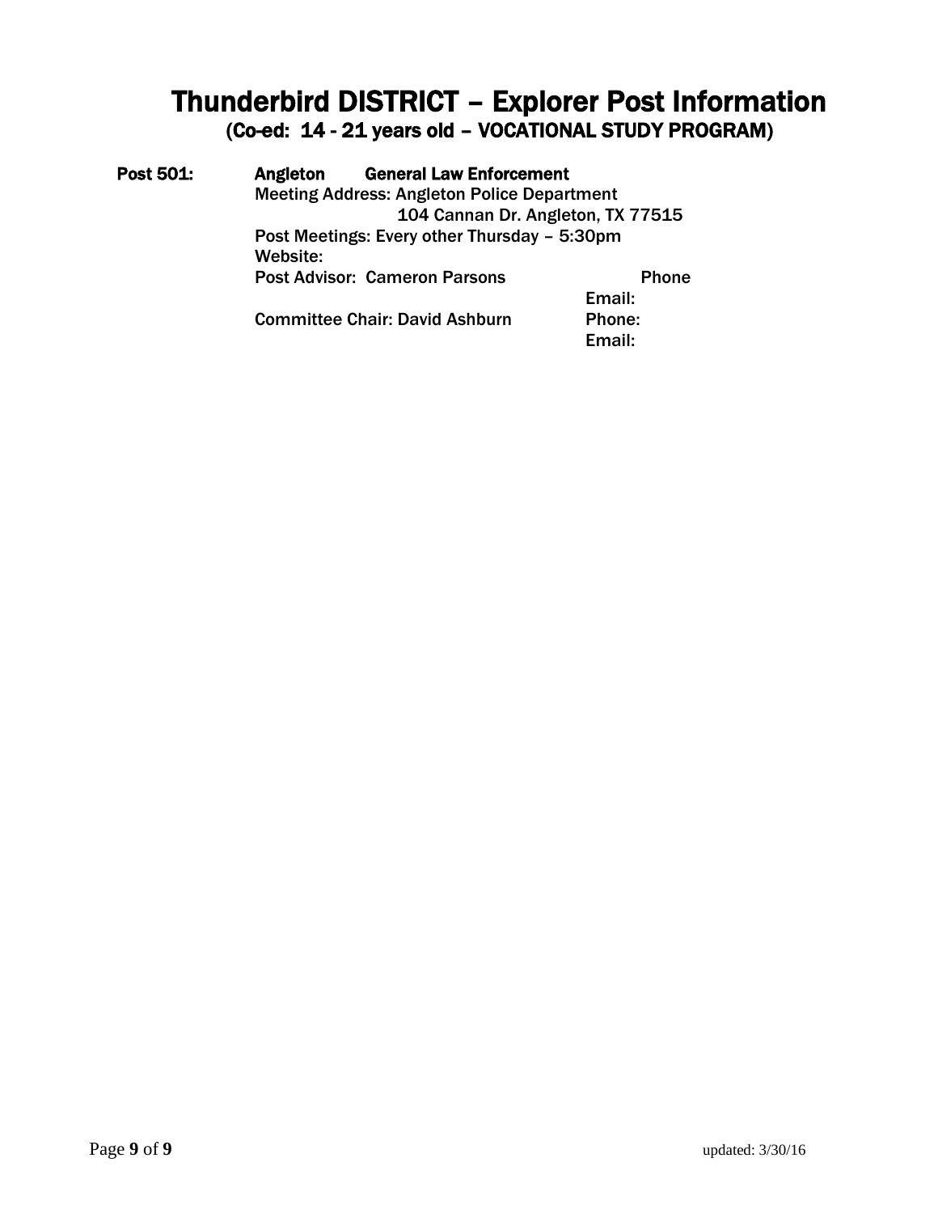# Thunderbird DISTRICT – Explorer Post Information

## (Co-ed: 14 - 21 years old – VOCATIONAL STUDY PROGRAM)

**Post 501:** **Angleton** **General Law Enforcement**

Meeting Address: Angleton Police Department
104 Cannan Dr. Angleton, TX 77515

Post Meetings: Every other Thursday – 5:30pm

Website:

Post Advisor: Cameron Parsons Phone
Email:

Committee Chair: David Ashburn Phone:
Email: